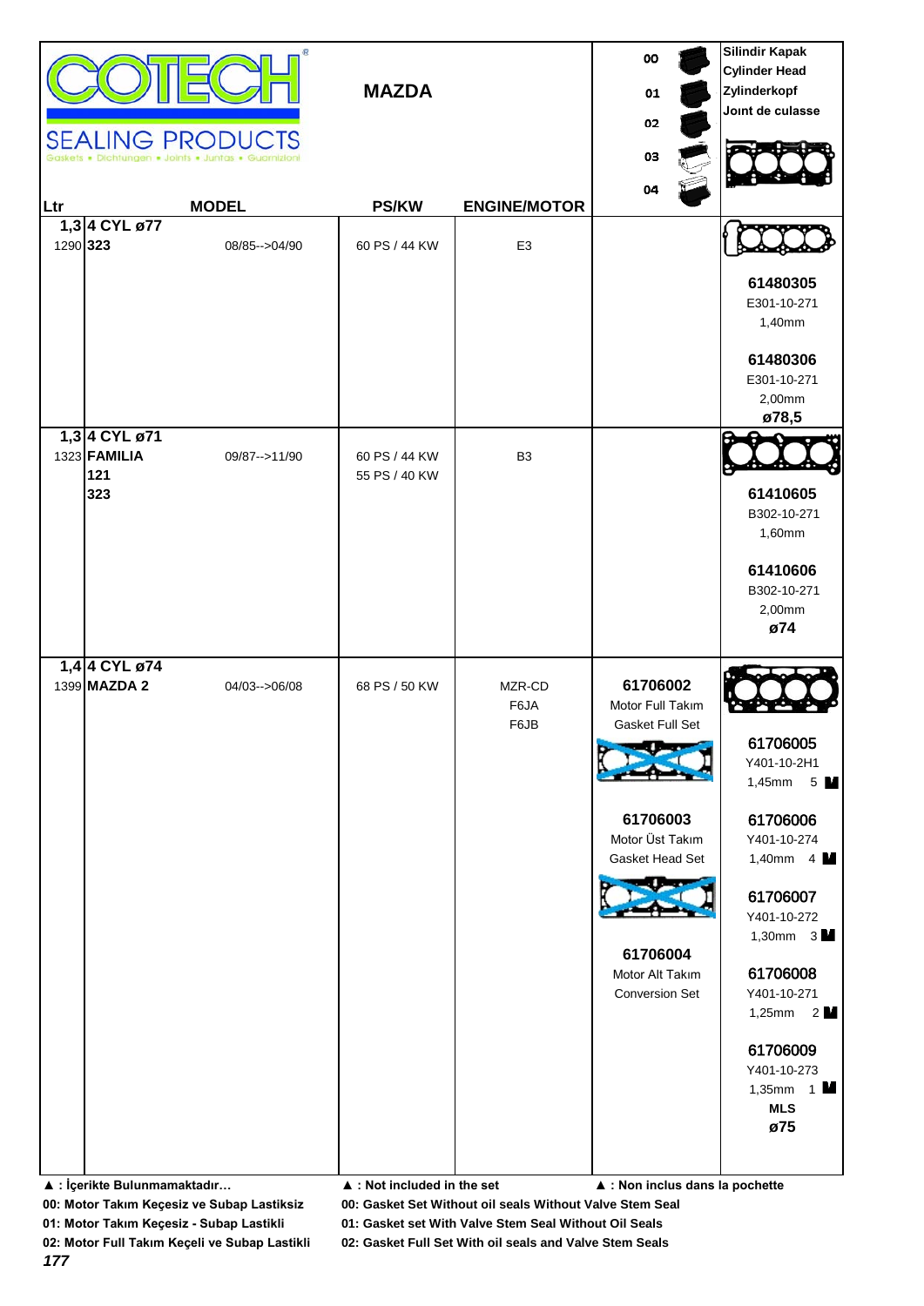# COTECH

**SEALING PRODUCTS**

Gaskets • Dichtungen • Joints • Juntas • Guarnizioni

## MAZDA

| Ltr | MODEL | | PS/KW | ENGINE/MOTOR | 00 / 01 / 02 / 03 / 04 | Silindir Kapak / Cylinder Head / Zylinderkopf / Joınt de culasse |
|---|---|---|---|---|---|---|
| 1,3 | **4 CYL ø77** | | | | | |
| 1290 | **323** | 08/85-->04/90 | 60 PS / 44 KW | E3 | | **61480305** E301-10-271 1,40mm **61480306** E301-10-271 2,00mm **ø78,5** |
| 1,3 | **4 CYL ø71** | | | | | |
| 1323 | **FAMILIA** **121** **323** | 09/87-->11/90 | 60 PS / 44 KW 55 PS / 40 KW | B3 | | **61410605** B302-10-271 1,60mm **61410606** B302-10-271 2,00mm **ø74** |
| 1,4 | **4 CYL ø74** | | | | | |
| 1399 | **MAZDA 2** | 04/03-->06/08 | 68 PS / 50 KW | MZR-CD F6JA F6JB | **61706002** Motor Full Takım Gasket Full Set **61706003** Motor Üst Takım Gasket Head Set **61706004** Motor Alt Takım Conversion Set | **61706005** Y401-10-2H1 1,45mm 5 **61706006** Y401-10-274 1,40mm 4 **61706007** Y401-10-272 1,30mm 3 **61706008** Y401-10-271 1,25mm 2 **61706009** Y401-10-273 1,35mm 1 **MLS** **ø75** |

▲ : İçerikte Bulunmamaktadır… ▲ : Not included in the set ▲ : Non inclus dans la pochette

00: Motor Takım Keçesiz ve Subap Lastiksiz 00: Gasket Set Without oil seals Without Valve Stem Seal

01: Motor Takım Keçesiz - Subap Lastikli 01: Gasket set With Valve Stem Seal Without Oil Seals

02: Motor Full Takım Keçeli ve Subap Lastikli 02: Gasket Full Set With oil seals and Valve Stem Seals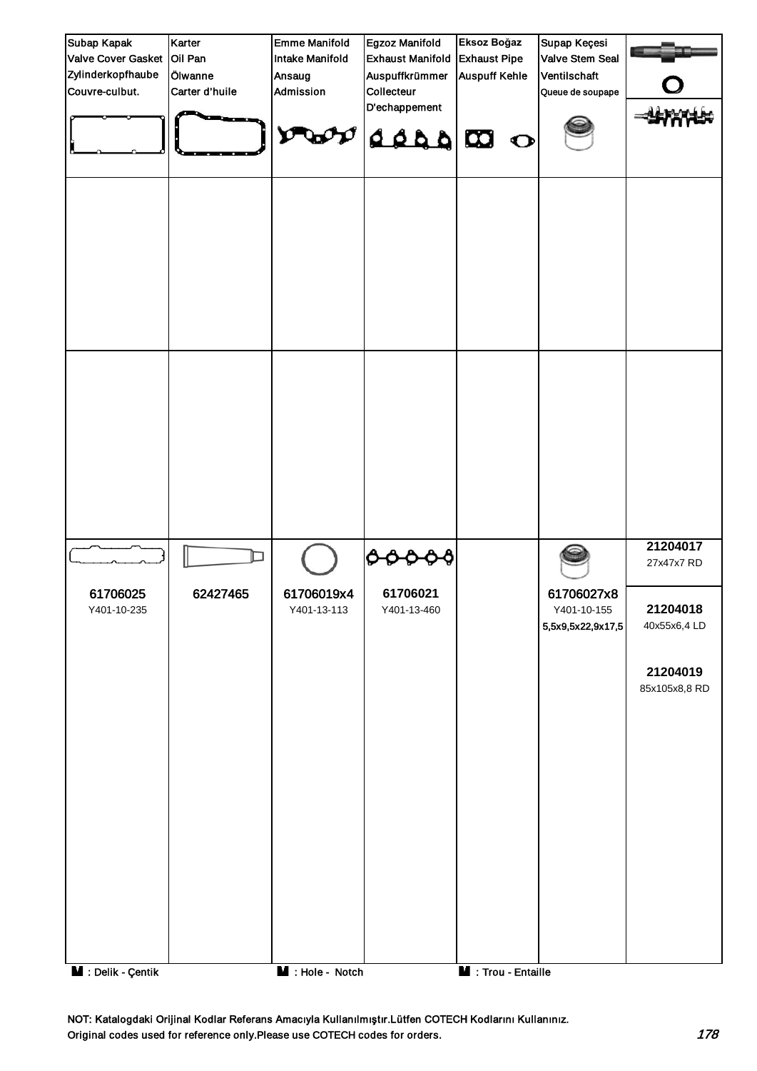| Subap Kapak<br>Valve Cover Gasket<br>Zylinderkopfhaube<br>Couvre-culbut. | Karter<br>Oil Pan<br>Ölwanne<br>Carter d'huile | Emme Manifold<br>Intake Manifold<br>Ansaug<br>Admission | Egzoz Manifold<br>Exhaust Manifold<br>Auspuffkrümmer<br>Collecteur<br>D'echappement | Eksoz Boğaz<br>Exhaust Pipe<br>Auspuff Kehle | Supap Keçesi<br>Valve Stem Seal<br>Ventilschaft<br>Queue de soupape | |
|---|---|---|---|---|---|---|
| | | | | | | |
| | | | | | | |
| **61706025**<br>Y401-10-235 | **62427465** | **61706019x4**<br>Y401-13-113 | **61706021**<br>Y401-13-460 | | **61706027x8**<br>Y401-10-155<br>5,5x9,5x22,9x17,5 | **21204017**<br>27x47x7 RD<br><br>**21204018**<br>40x55x6,4 LD<br><br>**21204019**<br>85x105x8,8 RD |

: Delik - Çentik : Hole - Notch : Trou - Entaille

NOT: Katalogdaki Orijinal Kodlar Referans Amacıyla Kullanılmıştır.Lütfen COTECH Kodlarını Kullanınız.
Original codes used for reference only.Please use COTECH codes for orders.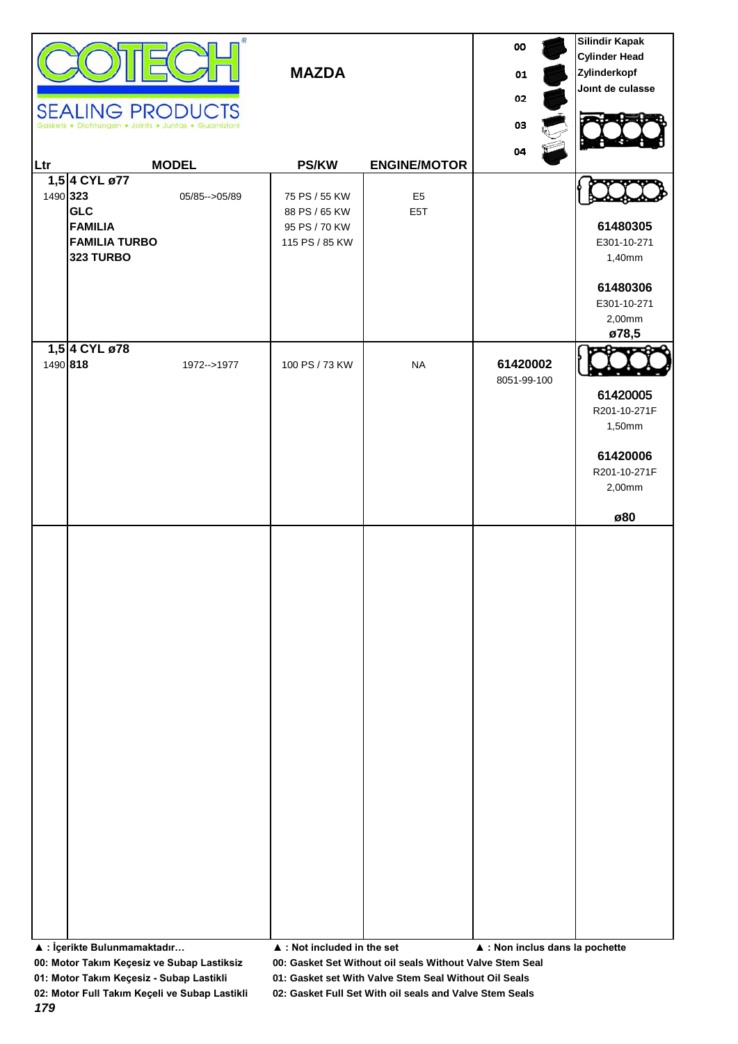**COTECH SEALING PRODUCTS**
Gaskets • Dichtungen • Joints • Juntas • Guarnizioni

## MAZDA

00, 01, 02, 03, 04

**Silindir Kapak**
**Cylinder Head**
**Zylinderkopf**
**Joınt de culasse**

| Ltr | MODEL | | PS/KW | ENGINE/MOTOR | 00 / 01 / 02 / 03 / 04 | Silindir Kapak |
|---|---|---|---|---|---|---|
| 1,5 | **4 CYL ø77** | | | | | |
| 1490 | **323** | 05/85-->05/89 | 75 PS / 55 KW | E5 | | |
| | **GLC** | | 88 PS / 65 KW | E5T | | |
| | **FAMILIA** | | 95 PS / 70 KW | | | **61480305** |
| | **FAMILIA TURBO** | | 115 PS / 85 KW | | | E301-10-271 |
| | **323 TURBO** | | | | | 1,40mm |
| | | | | | | **61480306** |
| | | | | | | E301-10-271 |
| | | | | | | 2,00mm |
| | | | | | | **ø78,5** |
| 1,5 | **4 CYL ø78** | | | | | |
| 1490 | **818** | 1972-->1977 | 100 PS / 73 KW | NA | **61420002** | |
| | | | | | 8051-99-100 | **61420005** |
| | | | | | | R201-10-271F |
| | | | | | | 1,50mm |
| | | | | | | **61420006** |
| | | | | | | R201-10-271F |
| | | | | | | 2,00mm |
| | | | | | | **ø80** |

**▲ : İçerikte Bulunmamaktadır…** **▲ : Not included in the set** **▲ : Non inclus dans la pochette**

**00: Motor Takım Keçesiz ve Subap Lastiksiz** **00: Gasket Set Without oil seals Without Valve Stem Seal**

**01: Motor Takım Keçesiz - Subap Lastikli** **01: Gasket set With Valve Stem Seal Without Oil Seals**

**02: Motor Full Takım Keçeli ve Subap Lastikli** **02: Gasket Full Set With oil seals and Valve Stem Seals**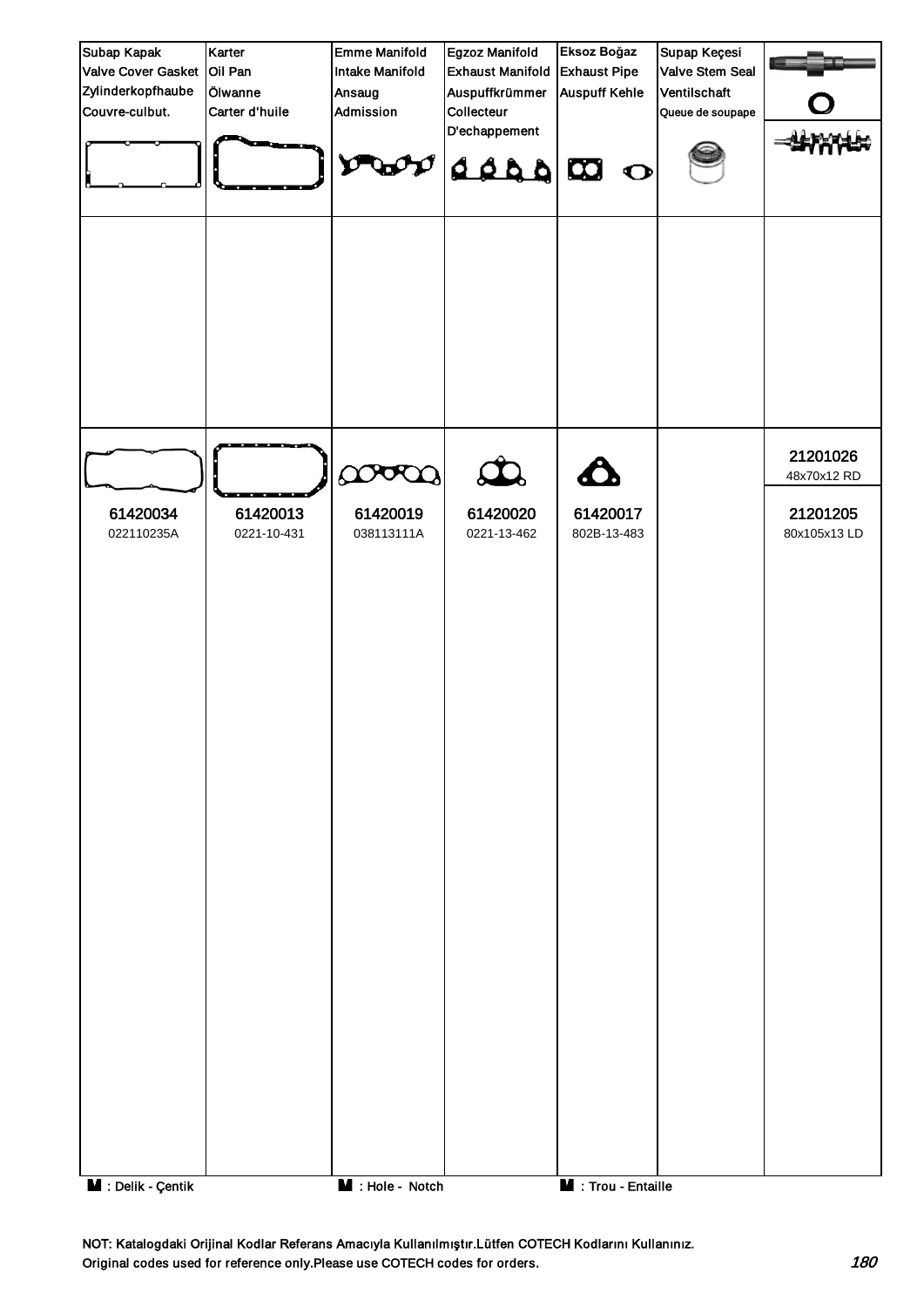| Subap Kapak<br>Valve Cover Gasket<br>Zylinderkopfhaube<br>Couvre-culbut. | Karter<br>Oil Pan<br>Ölwanne<br>Carter d'huile | Emme Manifold<br>Intake Manifold<br>Ansaug<br>Admission | Egzoz Manifold<br>Exhaust Manifold<br>Auspuffkrümmer<br>Collecteur<br>D'echappement | Eksoz Boğaz<br>Exhaust Pipe<br>Auspuff Kehle | Supap Keçesi<br>Valve Stem Seal<br>Ventilschaft<br>Queue de soupape | |
|---|---|---|---|---|---|---|
| | | | | | | |
| 61420034<br>022110235A | 61420013<br>0221-10-431 | 61420019<br>038113111A | 61420020<br>0221-13-462 | 61420017<br>802B-13-483 | | 21201026<br>48x70x12 RD<br>21201205<br>80x105x13 LD |

: Delik - Çentik　　: Hole - Notch　　: Trou - Entaille

NOT: Katalogdaki Orijinal Kodlar Referans Amacıyla Kullanılmıştır.Lütfen COTECH Kodlarını Kullanınız.
Original codes used for reference only.Please use COTECH codes for orders.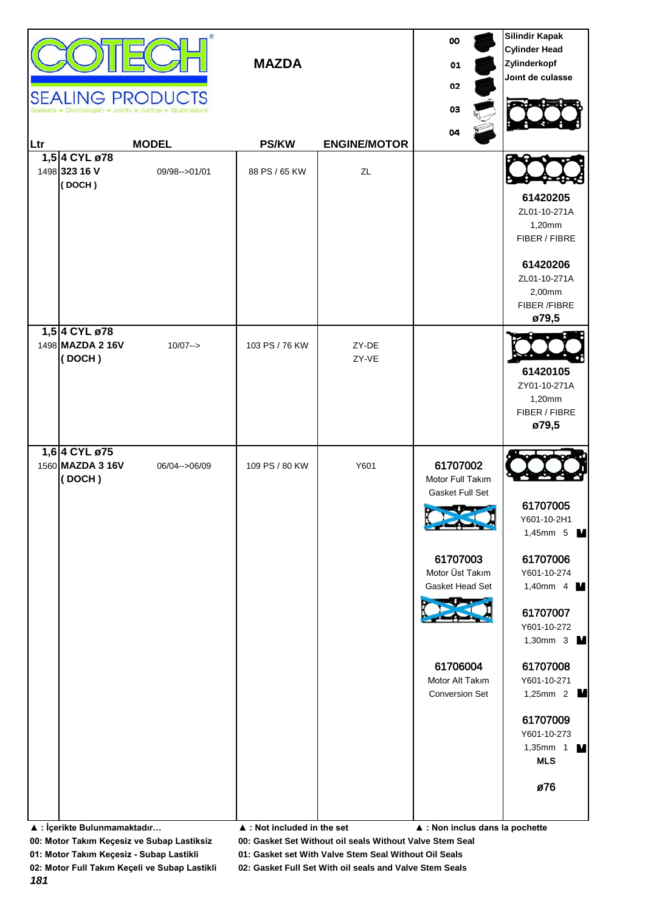# COTECH

**SEALING PRODUCTS**

Gaskets • Dichtungen • Joints • Juntas • Guarnizioni

## MAZDA

00 / 01 / 02 / 03 / 04

**Silindir Kapak**
**Cylinder Head**
**Zylinderkopf**
**Joınt de culasse**

| Ltr | MODEL | | PS/KW | ENGINE/MOTOR | | |
|---|---|---|---|---|---|---|
| 1,5 / 1498 | **4 CYL ø78** **323 16 V** **( DOCH )** | 09/98-->01/01 | 88 PS / 65 KW | ZL | | **61420205** ZL01-10-271A 1,20mm FIBER / FIBRE **61420206** ZL01-10-271A 2,00mm FIBER /FIBRE **ø79,5** |
| 1,5 / 1498 | **4 CYL ø78** **MAZDA 2 16V** **( DOCH )** | 10/07--> | 103 PS / 76 KW | ZY-DE ZY-VE | | **61420105** ZY01-10-271A 1,20mm FIBER / FIBRE **ø79,5** |
| 1,6 / 1560 | **4 CYL ø75** **MAZDA 3 16V** **( DOCH )** | 06/04-->06/09 | 109 PS / 80 KW | Y601 | **61707002** Motor Full Takım Gasket Full Set **61707003** Motor Üst Takım Gasket Head Set **61706004** Motor Alt Takım Conversion Set | **61707005** Y601-10-2H1 1,45mm 5 **61707006** Y601-10-274 1,40mm 4 **61707007** Y601-10-272 1,30mm 3 **61707008** Y601-10-271 1,25mm 2 **61707009** Y601-10-273 1,35mm 1 **MLS** **ø76** |

**▲ : İçerikte Bulunmamaktadır…** **▲ : Not included in the set** **▲ : Non inclus dans la pochette**

**00: Motor Takım Keçesiz ve Subap Lastiksiz** **00: Gasket Set Without oil seals Without Valve Stem Seal**

**01: Motor Takım Keçesiz - Subap Lastikli** **01: Gasket set With Valve Stem Seal Without Oil Seals**

**02: Motor Full Takım Keçeli ve Subap Lastikli** **02: Gasket Full Set With oil seals and Valve Stem Seals**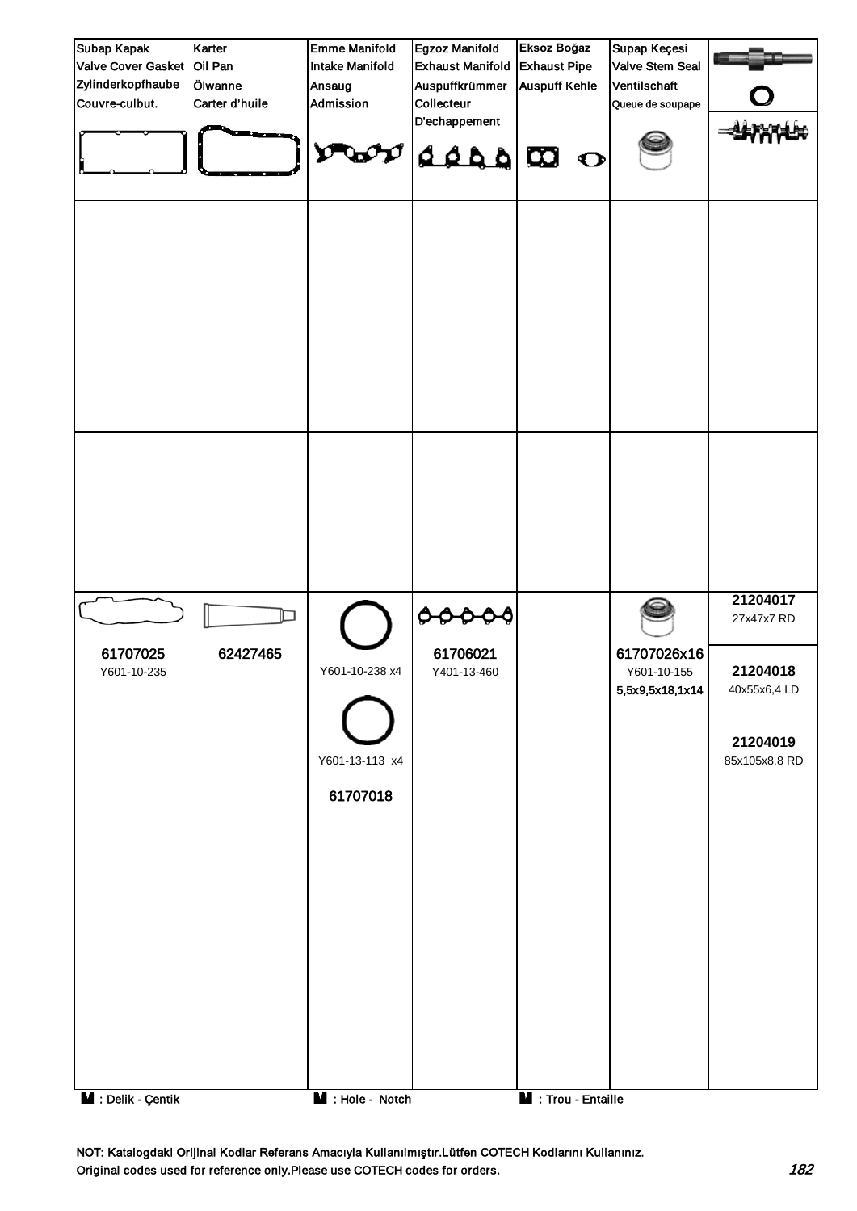| Subap Kapak<br>Valve Cover Gasket<br>Zylinderkopfhaube<br>Couvre-culbut. | Karter<br>Oil Pan<br>Ölwanne<br>Carter d'huile | Emme Manifold<br>Intake Manifold<br>Ansaug<br>Admission | Egzoz Manifold<br>Exhaust Manifold<br>Auspuffkrümmer<br>Collecteur<br>D'echappement | Eksoz Boğaz<br>Exhaust Pipe<br>Auspuff Kehle | Supap Keçesi<br>Valve Stem Seal<br>Ventilschaft<br>Queue de soupape | |
|---|---|---|---|---|---|---|
| | | | | | | |
| | | | | | | |
| **61707025**<br>Y601-10-235 | **62427465** | Y601-10-238 x4<br><br>Y601-13-113 x4<br><br>**61707018** | **61706021**<br>Y401-13-460 | | **61707026x16**<br>Y601-10-155<br>5,5x9,5x18,1x14 | **21204017**<br>27x47x7 RD<br><br>**21204018**<br>40x55x6,4 LD<br><br>**21204019**<br>85x105x8,8 RD |

M : Delik - Çentik    M : Hole - Notch    M : Trou - Entaille

NOT: Katalogdaki Orijinal Kodlar Referans Amacıyla Kullanılmıştır.Lütfen COTECH Kodlarını Kullanınız.
Original codes used for reference only.Please use COTECH codes for orders.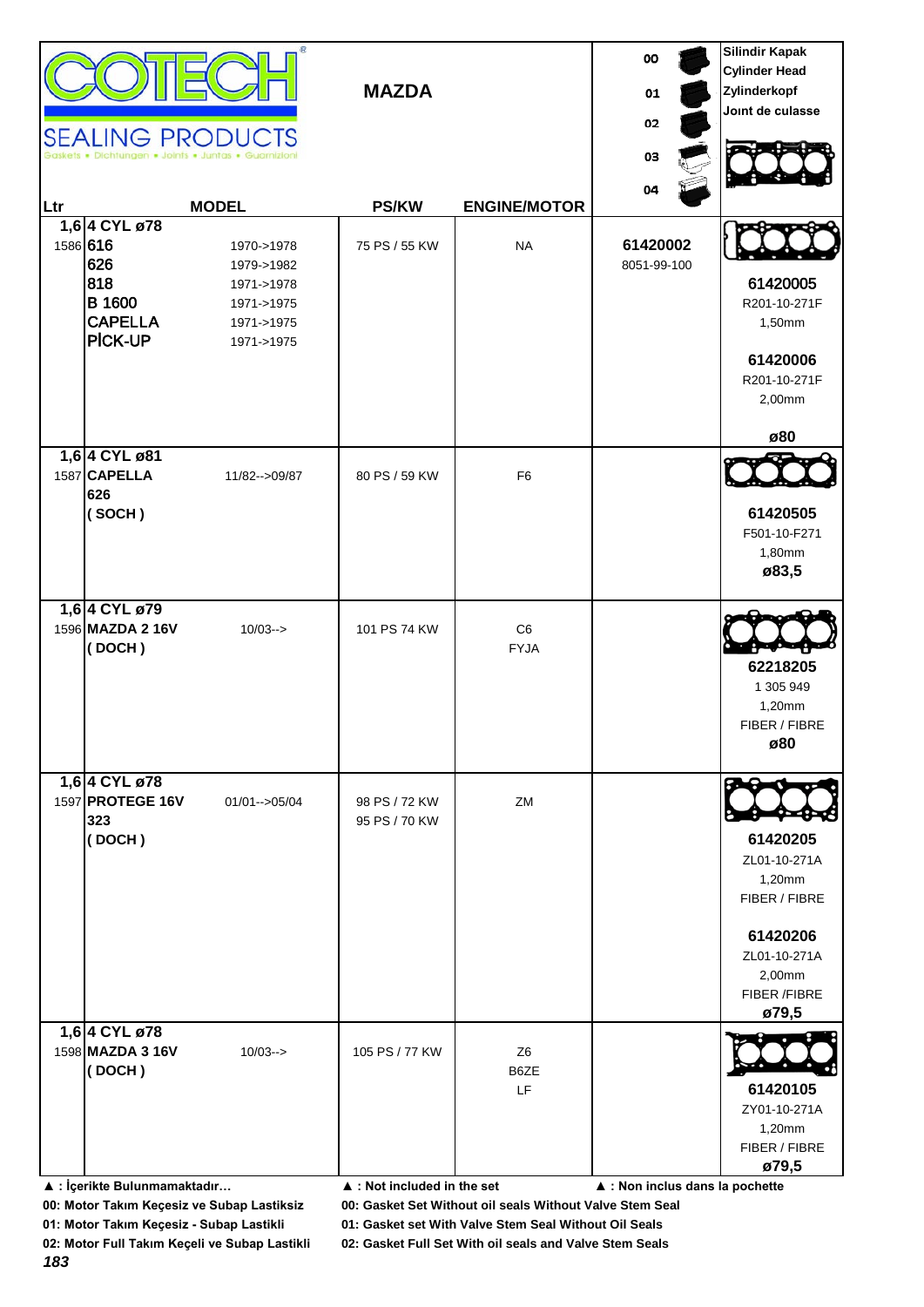**COTECH SEALING PRODUCTS**

Gaskets • Dichtungen • Joints • Juntas • Guarnizioni

# MAZDA

00, 01, 02, 03, 04

Silindir Kapak / Cylinder Head / Zylinderkopf / Joınt de culasse

| Ltr | MODEL | | PS/KW | ENGINE/MOTOR | | |
|---|---|---|---|---|---|---|
| | **1,6 4 CYL ø78** | | | | | |
| 1586 | **616** | 1970->1978 | 75 PS / 55 KW | NA | **61420002**<br>8051-99-100 | **61420005**<br>R201-10-271F<br>1,50mm<br>**61420006**<br>R201-10-271F<br>2,00mm<br>**ø80** |
| | **626** | 1979->1982 | | | | |
| | **818** | 1971->1978 | | | | |
| | **B 1600** | 1971->1975 | | | | |
| | **CAPELLA** | 1971->1975 | | | | |
| | **PİCK-UP** | 1971->1975 | | | | |
| | **1,6 4 CYL ø81** | | | | | |
| 1587 | **CAPELLA**<br>**626**<br>**( SOCH )** | 11/82-->09/87 | 80 PS / 59 KW | F6 | | **61420505**<br>F501-10-F271<br>1,80mm<br>**ø83,5** |
| | **1,6 4 CYL ø79** | | | | | |
| 1596 | **MAZDA 2 16V**<br>**( DOCH )** | 10/03--> | 101 PS 74 KW | C6<br>FYJA | | **62218205**<br>1 305 949<br>1,20mm<br>FIBER / FIBRE<br>**ø80** |
| | **1,6 4 CYL ø78** | | | | | |
| 1597 | **PROTEGE 16V**<br>**323**<br>**( DOCH )** | 01/01-->05/04 | 98 PS / 72 KW<br>95 PS / 70 KW | ZM | | **61420205**<br>ZL01-10-271A<br>1,20mm<br>FIBER / FIBRE<br>**61420206**<br>ZL01-10-271A<br>2,00mm<br>FIBER /FIBRE<br>**ø79,5** |
| | **1,6 4 CYL ø78** | | | | | |
| 1598 | **MAZDA 3 16V**<br>**( DOCH )** | 10/03--> | 105 PS / 77 KW | Z6<br>B6ZE<br>LF | | **61420105**<br>ZY01-10-271A<br>1,20mm<br>FIBER / FIBRE<br>**ø79,5** |

**▲ : İçerikte Bulunmamaktadır…** **▲ : Not included in the set** **▲ : Non inclus dans la pochette**

**00: Motor Takım Keçesiz ve Subap Lastiksiz** **00: Gasket Set Without oil seals Without Valve Stem Seal**

**01: Motor Takım Keçesiz - Subap Lastikli** **01: Gasket set With Valve Stem Seal Without Oil Seals**

**02: Motor Full Takım Keçeli ve Subap Lastikli** **02: Gasket Full Set With oil seals and Valve Stem Seals**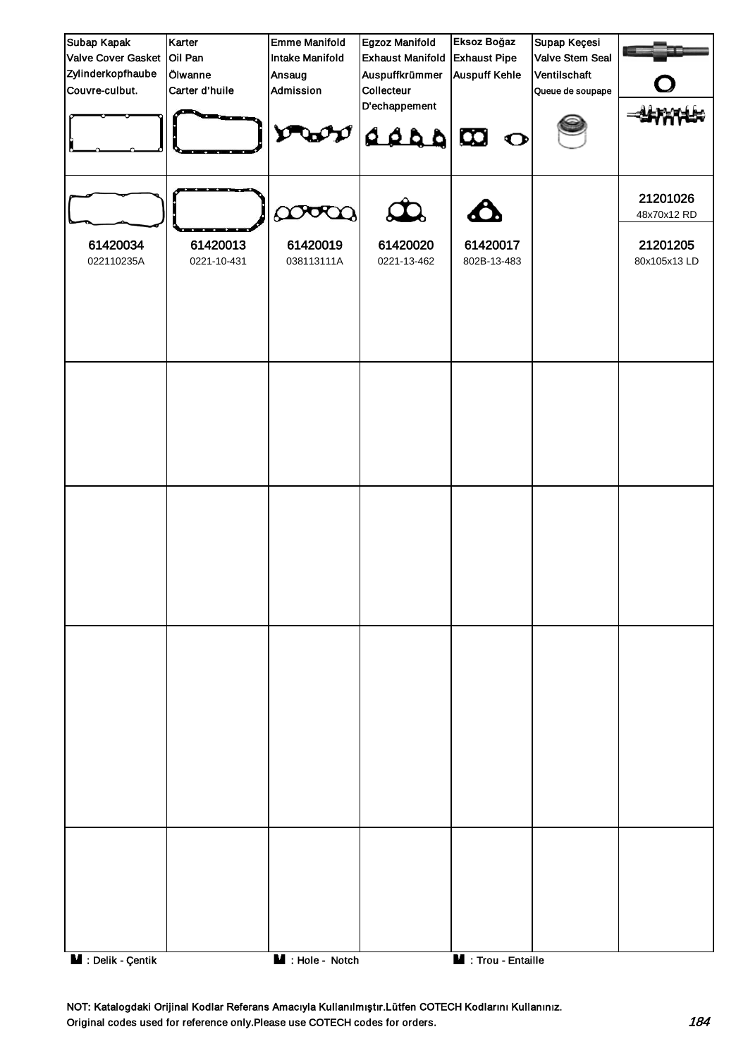| Subap Kapak<br>Valve Cover Gasket<br>Zylinderkopfhaube<br>Couvre-culbut. | Karter<br>Oil Pan<br>Ölwanne<br>Carter d'huile | Emme Manifold<br>Intake Manifold<br>Ansaug<br>Admission | Egzoz Manifold<br>Exhaust Manifold<br>Auspuffkrümmer<br>Collecteur<br>D'echappement | Eksoz Boğaz<br>Exhaust Pipe<br>Auspuff Kehle | Supap Keçesi<br>Valve Stem Seal<br>Ventilschaft<br>Queue de soupape | |
|---|---|---|---|---|---|---|
| 61420034<br>022110235A | 61420013<br>0221-10-431 | 61420019<br>038113111A | 61420020<br>0221-13-462 | 61420017<br>802B-13-483 | | 21201026<br>48x70x12 RD<br>21201205<br>80x105x13 LD |
| | | | | | | |
| | | | | | | |
| | | | | | | |
| | | | | | | |

: Delik - Çentik    : Hole - Notch    : Trou - Entaille

NOT: Katalogdaki Orijinal Kodlar Referans Amacıyla Kullanılmıştır.Lütfen COTECH Kodlarını Kullanınız.
Original codes used for reference only.Please use COTECH codes for orders.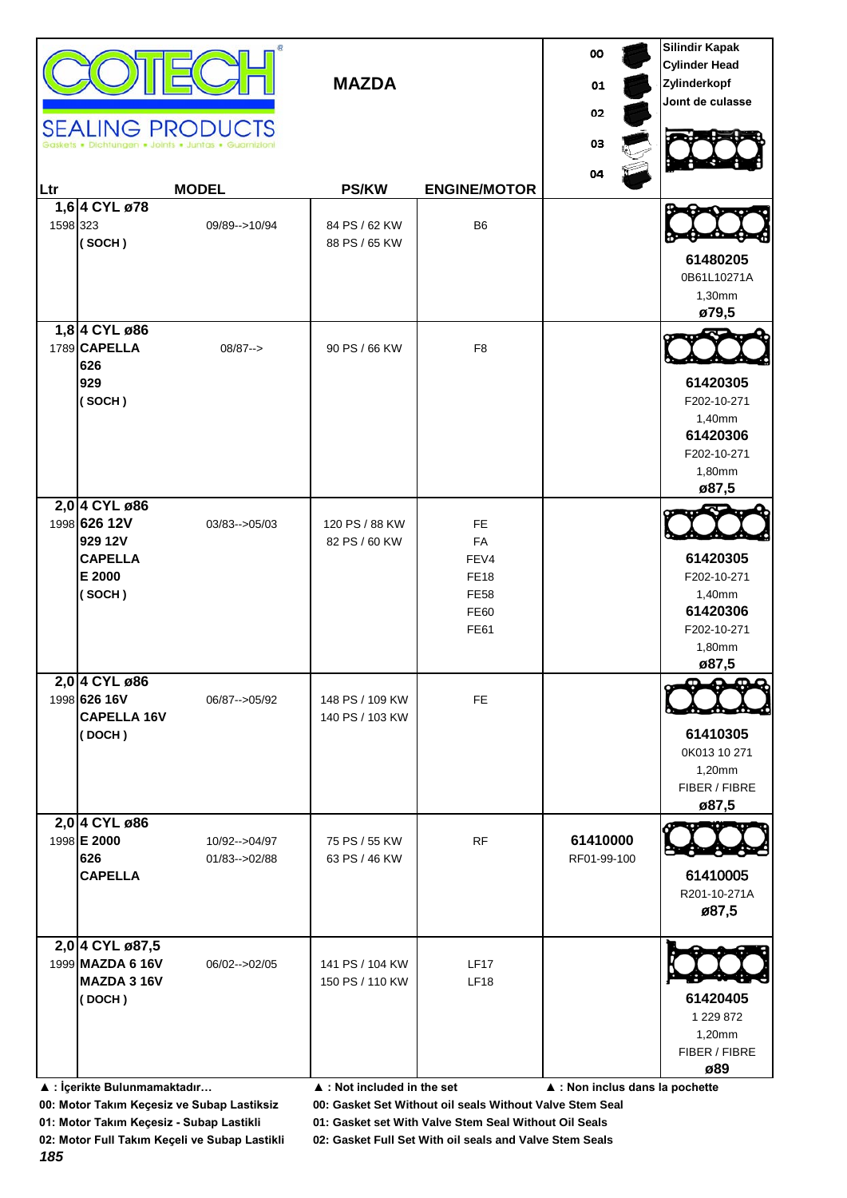COTECH® SEALING PRODUCTS
Gaskets • Dichtungen • Joints • Juntas • Guarnizioni

# MAZDA

00 01 02 03 04

Silindir Kapak
Cylinder Head
Zylinderkopf
Joınt de culasse

| Ltr | MODEL | | PS/KW | ENGINE/MOTOR | | |
|---|---|---|---|---|---|---|
| 1,6 | 4 CYL ø78 | | | | | |
| 1598 | 323<br>( SOCH ) | 09/89-->10/94 | 84 PS / 62 KW<br>88 PS / 65 KW | B6 | | 61480205<br>0B61L10271A<br>1,30mm<br>ø79,5 |
| 1,8 | 4 CYL ø86 | | | | | |
| 1789 | CAPELLA<br>626<br>929<br>( SOCH ) | 08/87--> | 90 PS / 66 KW | F8 | | 61420305<br>F202-10-271<br>1,40mm<br>61420306<br>F202-10-271<br>1,80mm<br>ø87,5 |
| 2,0 | 4 CYL ø86 | | | | | |
| 1998 | 626 12V<br>929 12V<br>CAPELLA<br>E 2000<br>( SOCH ) | 03/83-->05/03 | 120 PS / 88 KW<br>82 PS / 60 KW | FE<br>FA<br>FEV4<br>FE18<br>FE58<br>FE60<br>FE61 | | 61420305<br>F202-10-271<br>1,40mm<br>61420306<br>F202-10-271<br>1,80mm<br>ø87,5 |
| 2,0 | 4 CYL ø86 | | | | | |
| 1998 | 626 16V<br>CAPELLA 16V<br>( DOCH ) | 06/87-->05/92 | 148 PS / 109 KW<br>140 PS / 103 KW | FE | | 61410305<br>0K013 10 271<br>1,20mm<br>FIBER / FIBRE<br>ø87,5 |
| 2,0 | 4 CYL ø86 | | | | | |
| 1998 | E 2000<br>626<br>CAPELLA | 10/92-->04/97<br>01/83-->02/88 | 75 PS / 55 KW<br>63 PS / 46 KW | RF | 61410000<br>RF01-99-100 | 61410005<br>R201-10-271A<br>ø87,5 |
| 2,0 | 4 CYL ø87,5 | | | | | |
| 1999 | MAZDA 6 16V<br>MAZDA 3 16V<br>( DOCH ) | 06/02-->02/05 | 141 PS / 104 KW<br>150 PS / 110 KW | LF17<br>LF18 | | 61420405<br>1 229 872<br>1,20mm<br>FIBER / FIBRE<br>ø89 |

▲ : İçerikte Bulunmamaktadır… ▲ : Not included in the set ▲ : Non inclus dans la pochette

00: Motor Takım Keçesiz ve Subap Lastiksiz — 00: Gasket Set Without oil seals Without Valve Stem Seal
01: Motor Takım Keçesiz - Subap Lastikli — 01: Gasket set With Valve Stem Seal Without Oil Seals
02: Motor Full Takım Keçeli ve Subap Lastikli — 02: Gasket Full Set With oil seals and Valve Stem Seals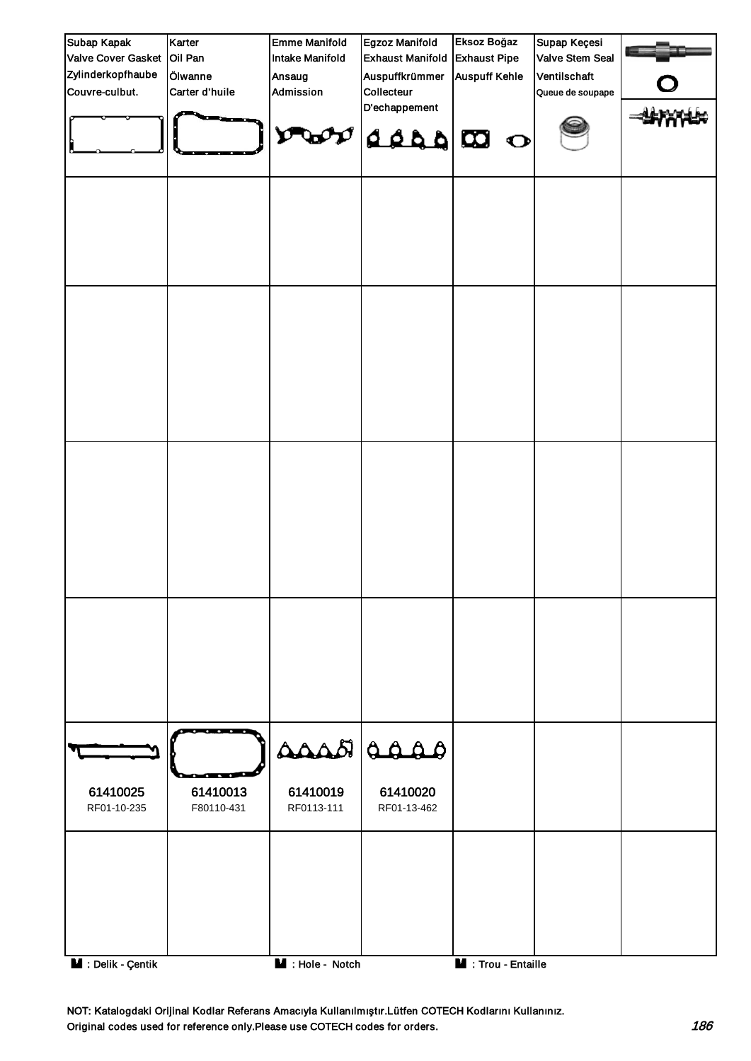| Subap Kapak Valve Cover Gasket Zylinderkopfhaube Couvre-culbut. | Karter Oil Pan Ölwanne Carter d'huile | Emme Manifold Intake Manifold Ansaug Admission | Egzoz Manifold Exhaust Manifold Auspuffkrümmer Collecteur D'echappement | Eksoz Boğaz Exhaust Pipe Auspuff Kehle | Supap Keçesi Valve Stem Seal Ventilschaft Queue de soupape | |
|---|---|---|---|---|---|---|
| | | | | | | |
| | | | | | | |
| | | | | | | |
| | | | | | | |
| 61410025 RF01-10-235 | 61410013 F80110-431 | 61410019 RF0113-111 | 61410020 RF01-13-462 | | | |
| | | | | | | |

: Delik - Çentik   : Hole - Notch   : Trou - Entaille

NOT: Katalogdaki Orijinal Kodlar Referans Amacıyla Kullanılmıştır.Lütfen COTECH Kodlarını Kullanınız.
Original codes used for reference only.Please use COTECH codes for orders.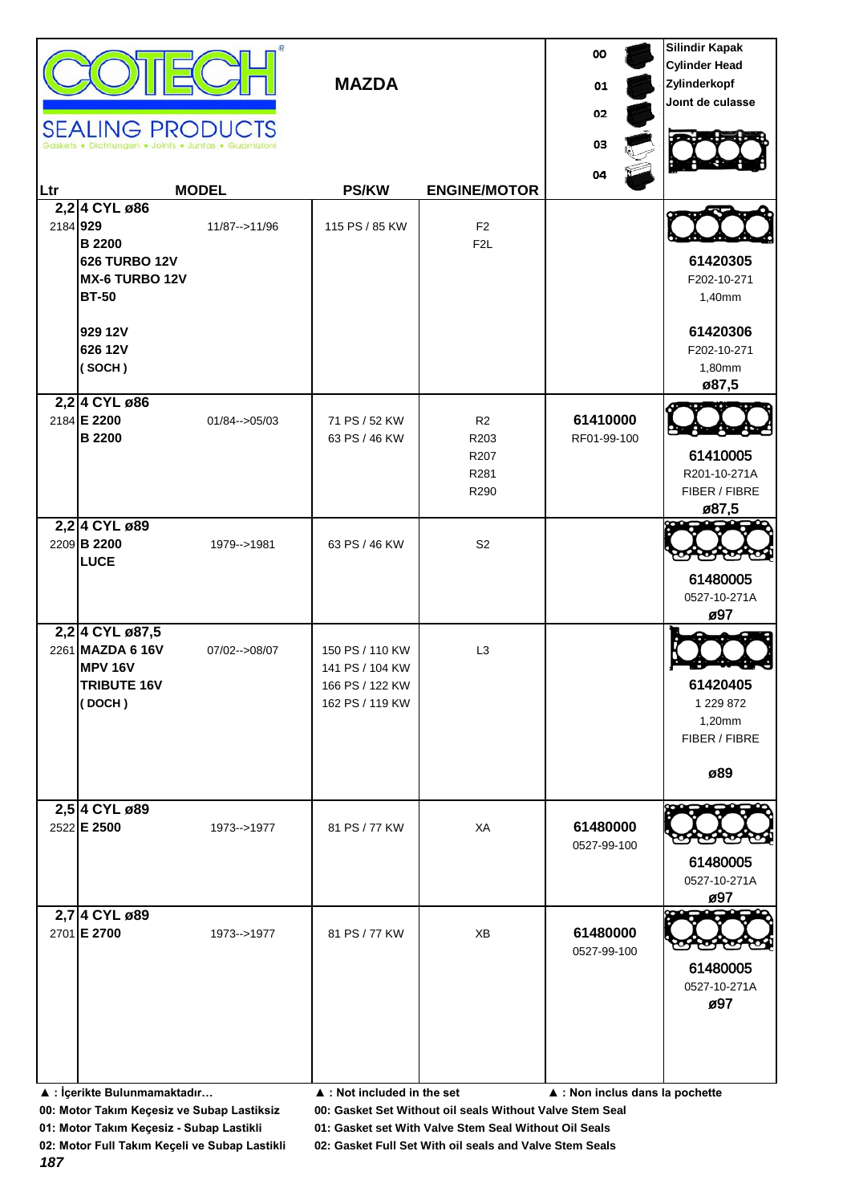COTECH® SEALING PRODUCTS
Gaskets • Dichtungen • Joints • Juntas • Guarnizioni

# MAZDA

00 01 02 03 04

Silindir Kapak
Cylinder Head
Zylinderkopf
Joınt de culasse

| Ltr | MODEL | | PS/KW | ENGINE/MOTOR | 00 01 02 03 04 | Silindir Kapak / Cylinder Head / Zylinderkopf / Joınt de culasse |
|---|---|---|---|---|---|---|
| 2,2 | **4 CYL ø86** | | | | | |
| 2184 | **929** | 11/87-->11/96 | 115 PS / 85 KW | F2 | | |
| | **B 2200** | | | F2L | | |
| | **626 TURBO 12V** | | | | | **61420305** |
| | **MX-6 TURBO 12V** | | | | | F202-10-271 |
| | **BT-50** | | | | | 1,40mm |
| | **929 12V** | | | | | **61420306** |
| | **626 12V** | | | | | F202-10-271 |
| | **( SOCH )** | | | | | 1,80mm |
| | | | | | | **ø87,5** |
| 2,2 | **4 CYL ø86** | | | | | |
| 2184 | **E 2200** | 01/84-->05/03 | 71 PS / 52 KW | R2 | **61410000** | |
| | **B 2200** | | 63 PS / 46 KW | R203 | RF01-99-100 | |
| | | | | R207 | | **61410005** |
| | | | | R281 | | R201-10-271A |
| | | | | R290 | | FIBER / FIBRE |
| | | | | | | **ø87,5** |
| 2,2 | **4 CYL ø89** | | | | | |
| 2209 | **B 2200** | 1979-->1981 | 63 PS / 46 KW | S2 | | |
| | **LUCE** | | | | | **61480005** |
| | | | | | | 0527-10-271A |
| | | | | | | **ø97** |
| 2,2 | **4 CYL ø87,5** | | | | | |
| 2261 | **MAZDA 6 16V** | 07/02-->08/07 | 150 PS / 110 KW | L3 | | |
| | **MPV 16V** | | 141 PS / 104 KW | | | |
| | **TRIBUTE 16V** | | 166 PS / 122 KW | | | **61420405** |
| | **( DOCH )** | | 162 PS / 119 KW | | | 1 229 872 |
| | | | | | | 1,20mm |
| | | | | | | FIBER / FIBRE |
| | | | | | | **ø89** |
| 2,5 | **4 CYL ø89** | | | | | |
| 2522 | **E 2500** | 1973-->1977 | 81 PS / 77 KW | XA | **61480000** | |
| | | | | | 0527-99-100 | **61480005** |
| | | | | | | 0527-10-271A |
| | | | | | | **ø97** |
| 2,7 | **4 CYL ø89** | | | | | |
| 2701 | **E 2700** | 1973-->1977 | 81 PS / 77 KW | XB | **61480000** | |
| | | | | | 0527-99-100 | **61480005** |
| | | | | | | 0527-10-271A |
| | | | | | | **ø97** |

**▲ : İçerikte Bulunmamaktadır…** **▲ : Not included in the set** **▲ : Non inclus dans la pochette**

**00: Motor Takım Keçesiz ve Subap Lastiksiz** **00: Gasket Set Without oil seals Without Valve Stem Seal**

**01: Motor Takım Keçesiz - Subap Lastikli** **01: Gasket set With Valve Stem Seal Without Oil Seals**

**02: Motor Full Takım Keçeli ve Subap Lastikli** **02: Gasket Full Set With oil seals and Valve Stem Seals**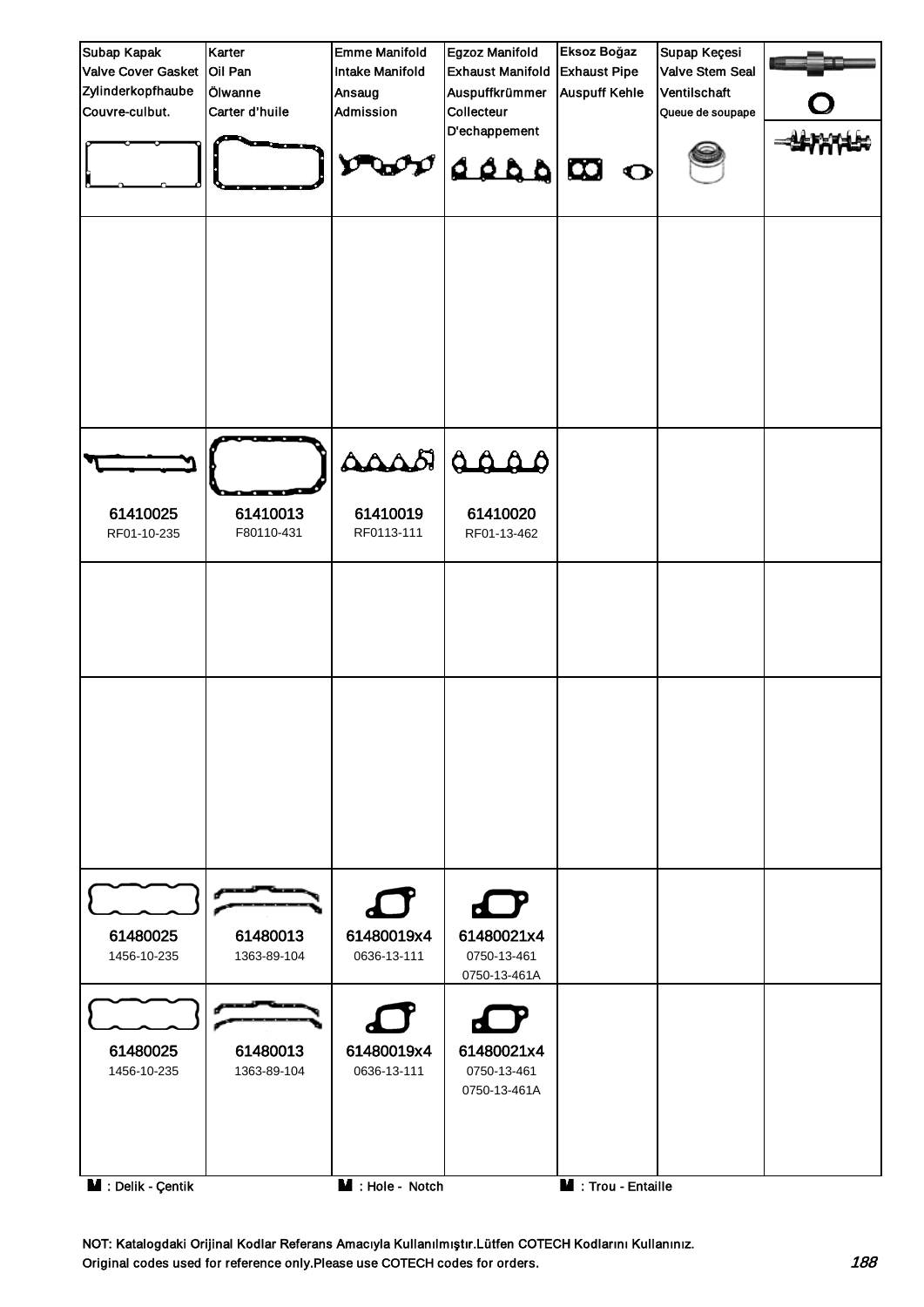| Subap Kapak<br>Valve Cover Gasket<br>Zylinderkopfhaube<br>Couvre-culbut. | Karter<br>Oil Pan<br>Ölwanne<br>Carter d'huile | Emme Manifold<br>Intake Manifold<br>Ansaug<br>Admission | Egzoz Manifold<br>Exhaust Manifold<br>Auspuffkrümmer<br>Collecteur<br>D'echappement | Eksoz Boğaz<br>Exhaust Pipe<br>Auspuff Kehle | Supap Keçesi<br>Valve Stem Seal<br>Ventilschaft<br>Queue de soupape | |
|---|---|---|---|---|---|---|
| | | | | | | |
| 61410025<br>RF01-10-235 | 61410013<br>F80110-431 | 61410019<br>RF0113-111 | 61410020<br>RF01-13-462 | | | |
| | | | | | | |
| | | | | | | |
| 61480025<br>1456-10-235 | 61480013<br>1363-89-104 | 61480019x4<br>0636-13-111 | 61480021x4<br>0750-13-461<br>0750-13-461A | | | |
| 61480025<br>1456-10-235 | 61480013<br>1363-89-104 | 61480019x4<br>0636-13-111 | 61480021x4<br>0750-13-461<br>0750-13-461A | | | |

: Delik - Çentik : Hole - Notch : Trou - Entaille

NOT: Katalogdaki Orijinal Kodlar Referans Amacıyla Kullanılmıştır.Lütfen COTECH Kodlarını Kullanınız.
Original codes used for reference only.Please use COTECH codes for orders.